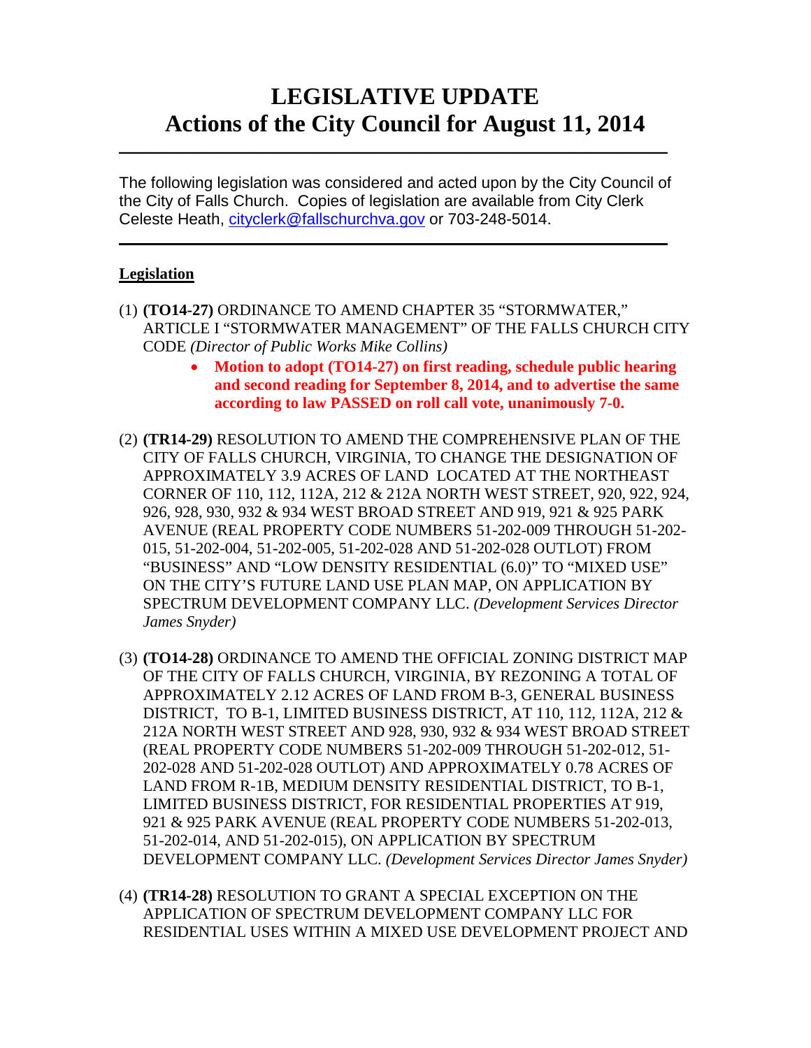# LEGISLATIVE UPDATE
# Actions of the City Council for August 11, 2014

---

The following legislation was considered and acted upon by the City Council of the City of Falls Church. Copies of legislation are available from City Clerk Celeste Heath, cityclerk@fallschurchva.gov or 703-248-5014.

---

**Legislation**

(1) **(TO14-27)** ORDINANCE TO AMEND CHAPTER 35 "STORMWATER," ARTICLE I "STORMWATER MANAGEMENT" OF THE FALLS CHURCH CITY CODE *(Director of Public Works Mike Collins)*

- **Motion to adopt (TO14-27) on first reading, schedule public hearing and second reading for September 8, 2014, and to advertise the same according to law PASSED on roll call vote, unanimously 7-0.**

(2) **(TR14-29)** RESOLUTION TO AMEND THE COMPREHENSIVE PLAN OF THE CITY OF FALLS CHURCH, VIRGINIA, TO CHANGE THE DESIGNATION OF APPROXIMATELY 3.9 ACRES OF LAND LOCATED AT THE NORTHEAST CORNER OF 110, 112, 112A, 212 & 212A NORTH WEST STREET, 920, 922, 924, 926, 928, 930, 932 & 934 WEST BROAD STREET AND 919, 921 & 925 PARK AVENUE (REAL PROPERTY CODE NUMBERS 51-202-009 THROUGH 51-202-015, 51-202-004, 51-202-005, 51-202-028 AND 51-202-028 OUTLOT) FROM "BUSINESS" AND "LOW DENSITY RESIDENTIAL (6.0)" TO "MIXED USE" ON THE CITY'S FUTURE LAND USE PLAN MAP, ON APPLICATION BY SPECTRUM DEVELOPMENT COMPANY LLC. *(Development Services Director James Snyder)*

(3) **(TO14-28)** ORDINANCE TO AMEND THE OFFICIAL ZONING DISTRICT MAP OF THE CITY OF FALLS CHURCH, VIRGINIA, BY REZONING A TOTAL OF APPROXIMATELY 2.12 ACRES OF LAND FROM B-3, GENERAL BUSINESS DISTRICT, TO B-1, LIMITED BUSINESS DISTRICT, AT 110, 112, 112A, 212 & 212A NORTH WEST STREET AND 928, 930, 932 & 934 WEST BROAD STREET (REAL PROPERTY CODE NUMBERS 51-202-009 THROUGH 51-202-012, 51-202-028 AND 51-202-028 OUTLOT) AND APPROXIMATELY 0.78 ACRES OF LAND FROM R-1B, MEDIUM DENSITY RESIDENTIAL DISTRICT, TO B-1, LIMITED BUSINESS DISTRICT, FOR RESIDENTIAL PROPERTIES AT 919, 921 & 925 PARK AVENUE (REAL PROPERTY CODE NUMBERS 51-202-013, 51-202-014, AND 51-202-015), ON APPLICATION BY SPECTRUM DEVELOPMENT COMPANY LLC. *(Development Services Director James Snyder)*

(4) **(TR14-28)** RESOLUTION TO GRANT A SPECIAL EXCEPTION ON THE APPLICATION OF SPECTRUM DEVELOPMENT COMPANY LLC FOR RESIDENTIAL USES WITHIN A MIXED USE DEVELOPMENT PROJECT AND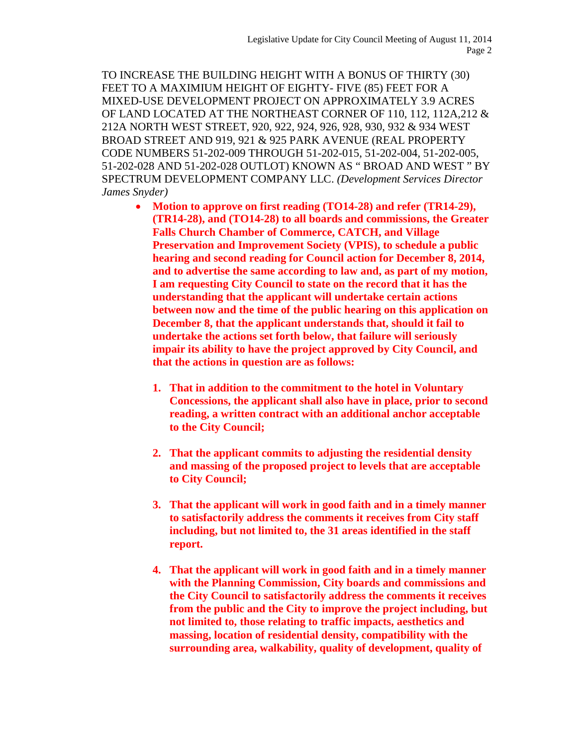TO INCREASE THE BUILDING HEIGHT WITH A BONUS OF THIRTY (30) FEET TO A MAXIMIUM HEIGHT OF EIGHTY- FIVE (85) FEET FOR A MIXED-USE DEVELOPMENT PROJECT ON APPROXIMATELY 3.9 ACRES OF LAND LOCATED AT THE NORTHEAST CORNER OF 110, 112, 112A,212 & 212A NORTH WEST STREET, 920, 922, 924, 926, 928, 930, 932 & 934 WEST BROAD STREET AND 919, 921 & 925 PARK AVENUE (REAL PROPERTY CODE NUMBERS 51-202-009 THROUGH 51-202-015, 51-202-004, 51-202-005, 51-202-028 AND 51-202-028 OUTLOT) KNOWN AS " BROAD AND WEST " BY SPECTRUM DEVELOPMENT COMPANY LLC. *(Development Services Director James Snyder)*

- **Motion to approve on first reading (TO14-28) and refer (TR14-29), (TR14-28), and (TO14-28) to all boards and commissions, the Greater Falls Church Chamber of Commerce, CATCH, and Village Preservation and Improvement Society (VPIS), to schedule a public hearing and second reading for Council action for December 8, 2014, and to advertise the same according to law and, as part of my motion, I am requesting City Council to state on the record that it has the understanding that the applicant will undertake certain actions between now and the time of the public hearing on this application on December 8, that the applicant understands that, should it fail to undertake the actions set forth below, that failure will seriously impair its ability to have the project approved by City Council, and that the actions in question are as follows:**

    1. **That in addition to the commitment to the hotel in Voluntary Concessions, the applicant shall also have in place, prior to second reading, a written contract with an additional anchor acceptable to the City Council;**

    2. **That the applicant commits to adjusting the residential density and massing of the proposed project to levels that are acceptable to City Council;**

    3. **That the applicant will work in good faith and in a timely manner to satisfactorily address the comments it receives from City staff including, but not limited to, the 31 areas identified in the staff report.**

    4. **That the applicant will work in good faith and in a timely manner with the Planning Commission, City boards and commissions and the City Council to satisfactorily address the comments it receives from the public and the City to improve the project including, but not limited to, those relating to traffic impacts, aesthetics and massing, location of residential density, compatibility with the surrounding area, walkability, quality of development, quality of**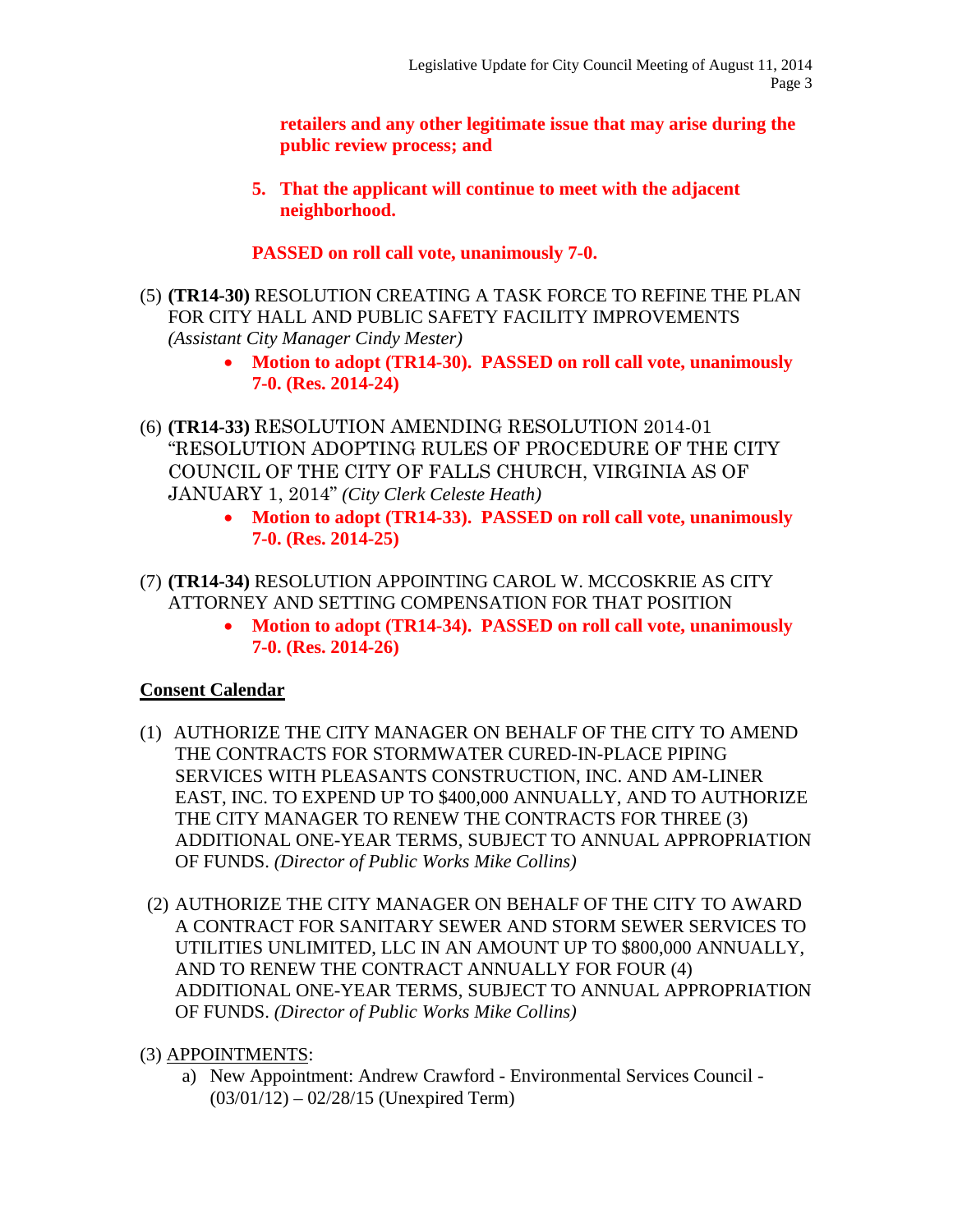**retailers and any other legitimate issue that may arise during the public review process; and**

**5. That the applicant will continue to meet with the adjacent neighborhood.**

**PASSED on roll call vote, unanimously 7-0.**

(5) **(TR14-30)** RESOLUTION CREATING A TASK FORCE TO REFINE THE PLAN FOR CITY HALL AND PUBLIC SAFETY FACILITY IMPROVEMENTS *(Assistant City Manager Cindy Mester)*

- **Motion to adopt (TR14-30). PASSED on roll call vote, unanimously 7-0. (Res. 2014-24)**

(6) **(TR14-33)** RESOLUTION AMENDING RESOLUTION 2014-01 "RESOLUTION ADOPTING RULES OF PROCEDURE OF THE CITY COUNCIL OF THE CITY OF FALLS CHURCH, VIRGINIA AS OF JANUARY 1, 2014" *(City Clerk Celeste Heath)*

- **Motion to adopt (TR14-33). PASSED on roll call vote, unanimously 7-0. (Res. 2014-25)**

(7) **(TR14-34)** RESOLUTION APPOINTING CAROL W. MCCOSKRIE AS CITY ATTORNEY AND SETTING COMPENSATION FOR THAT POSITION

- **Motion to adopt (TR14-34). PASSED on roll call vote, unanimously 7-0. (Res. 2014-26)**

<u>**Consent Calendar**</u>

(1) AUTHORIZE THE CITY MANAGER ON BEHALF OF THE CITY TO AMEND THE CONTRACTS FOR STORMWATER CURED-IN-PLACE PIPING SERVICES WITH PLEASANTS CONSTRUCTION, INC. AND AM-LINER EAST, INC. TO EXPEND UP TO $400,000 ANNUALLY, AND TO AUTHORIZE THE CITY MANAGER TO RENEW THE CONTRACTS FOR THREE (3) ADDITIONAL ONE-YEAR TERMS, SUBJECT TO ANNUAL APPROPRIATION OF FUNDS. *(Director of Public Works Mike Collins)*

(2) AUTHORIZE THE CITY MANAGER ON BEHALF OF THE CITY TO AWARD A CONTRACT FOR SANITARY SEWER AND STORM SEWER SERVICES TO UTILITIES UNLIMITED, LLC IN AN AMOUNT UP TO $800,000 ANNUALLY, AND TO RENEW THE CONTRACT ANNUALLY FOR FOUR (4) ADDITIONAL ONE-YEAR TERMS, SUBJECT TO ANNUAL APPROPRIATION OF FUNDS. *(Director of Public Works Mike Collins)*

(3) <u>APPOINTMENTS</u>:

a) New Appointment: Andrew Crawford - Environmental Services Council - (03/01/12) – 02/28/15 (Unexpired Term)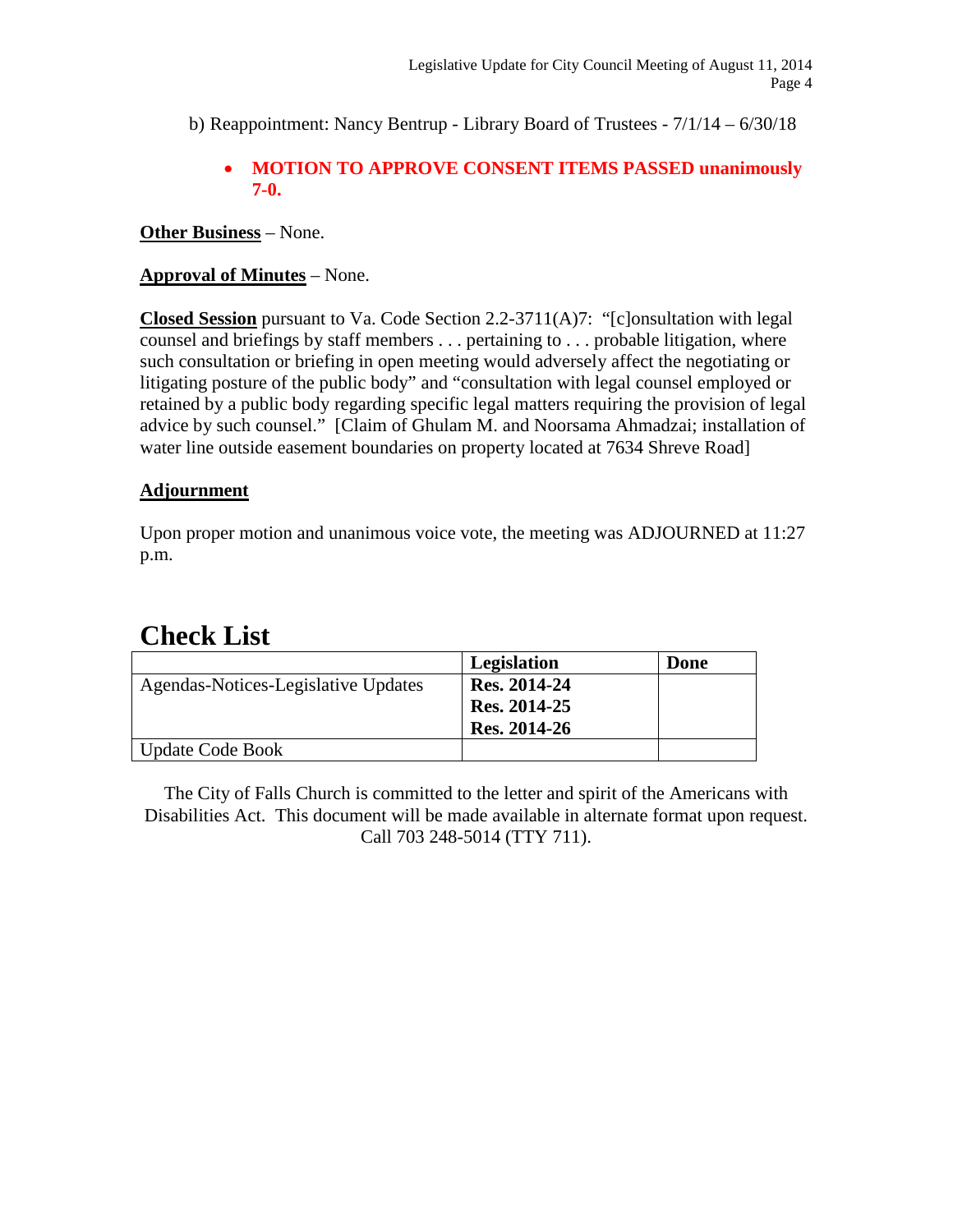b) Reappointment: Nancy Bentrup - Library Board of Trustees - 7/1/14 – 6/30/18

- **MOTION TO APPROVE CONSENT ITEMS PASSED unanimously 7-0.**

**Other Business** – None.

**Approval of Minutes** – None.

**Closed Session** pursuant to Va. Code Section 2.2-3711(A)7: "[c]onsultation with legal counsel and briefings by staff members . . . pertaining to . . . probable litigation, where such consultation or briefing in open meeting would adversely affect the negotiating or litigating posture of the public body" and "consultation with legal counsel employed or retained by a public body regarding specific legal matters requiring the provision of legal advice by such counsel." [Claim of Ghulam M. and Noorsama Ahmadzai; installation of water line outside easement boundaries on property located at 7634 Shreve Road]

**Adjournment**

Upon proper motion and unanimous voice vote, the meeting was ADJOURNED at 11:27 p.m.

# Check List

| | Legislation | Done |
|---|---|---|
| Agendas-Notices-Legislative Updates | **Res. 2014-24**<br>**Res. 2014-25**<br>**Res. 2014-26** | |
| Update Code Book | | |

The City of Falls Church is committed to the letter and spirit of the Americans with Disabilities Act. This document will be made available in alternate format upon request. Call 703 248-5014 (TTY 711).